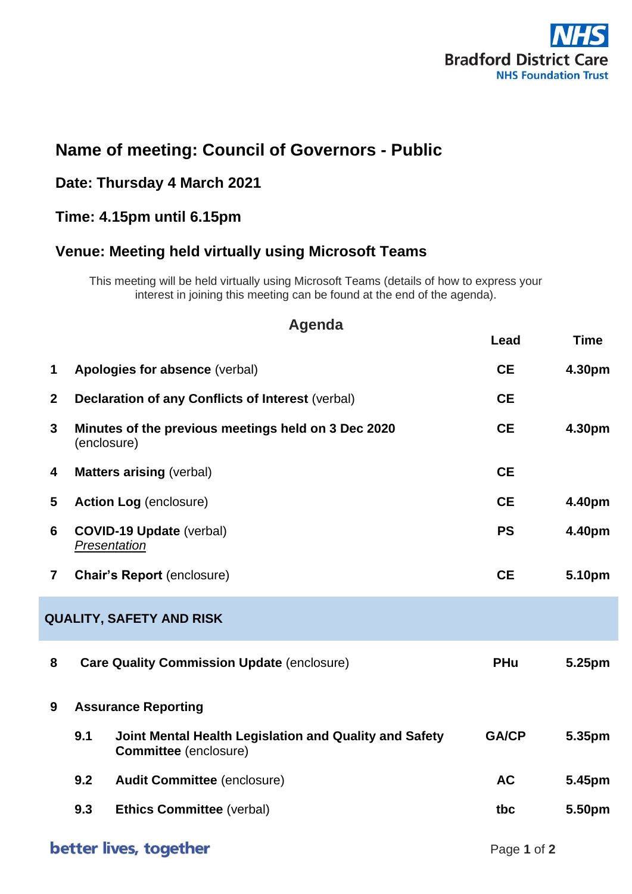NHS
Bradford District Care
NHS Foundation Trust

## Name of meeting: Council of Governors - Public

### Date: Thursday 4 March 2021

### Time: 4.15pm until 6.15pm

### Venue: Meeting held virtually using Microsoft Teams

This meeting will be held virtually using Microsoft Teams (details of how to express your interest in joining this meeting can be found at the end of the agenda).

## Agenda

| | | Lead | Time |
|---|---|---|---|
| 1 | **Apologies for absence** (verbal) | **CE** | **4.30pm** |
| 2 | **Declaration of any Conflicts of Interest** (verbal) | **CE** | |
| 3 | **Minutes of the previous meetings held on 3 Dec 2020** (enclosure) | **CE** | **4.30pm** |
| 4 | **Matters arising** (verbal) | **CE** | |
| 5 | **Action Log** (enclosure) | **CE** | **4.40pm** |
| 6 | **COVID-19 Update** (verbal) *Presentation* | **PS** | **4.40pm** |
| 7 | **Chair's Report** (enclosure) | **CE** | **5.10pm** |
| **QUALITY, SAFETY AND RISK** | | | |
| 8 | **Care Quality Commission Update** (enclosure) | **PHu** | **5.25pm** |
| 9 | **Assurance Reporting** | | |
| 9.1 | **Joint Mental Health Legislation and Quality and Safety Committee** (enclosure) | **GA/CP** | **5.35pm** |
| 9.2 | **Audit Committee** (enclosure) | **AC** | **5.45pm** |
| 9.3 | **Ethics Committee** (verbal) | **tbc** | **5.50pm** |

better lives, together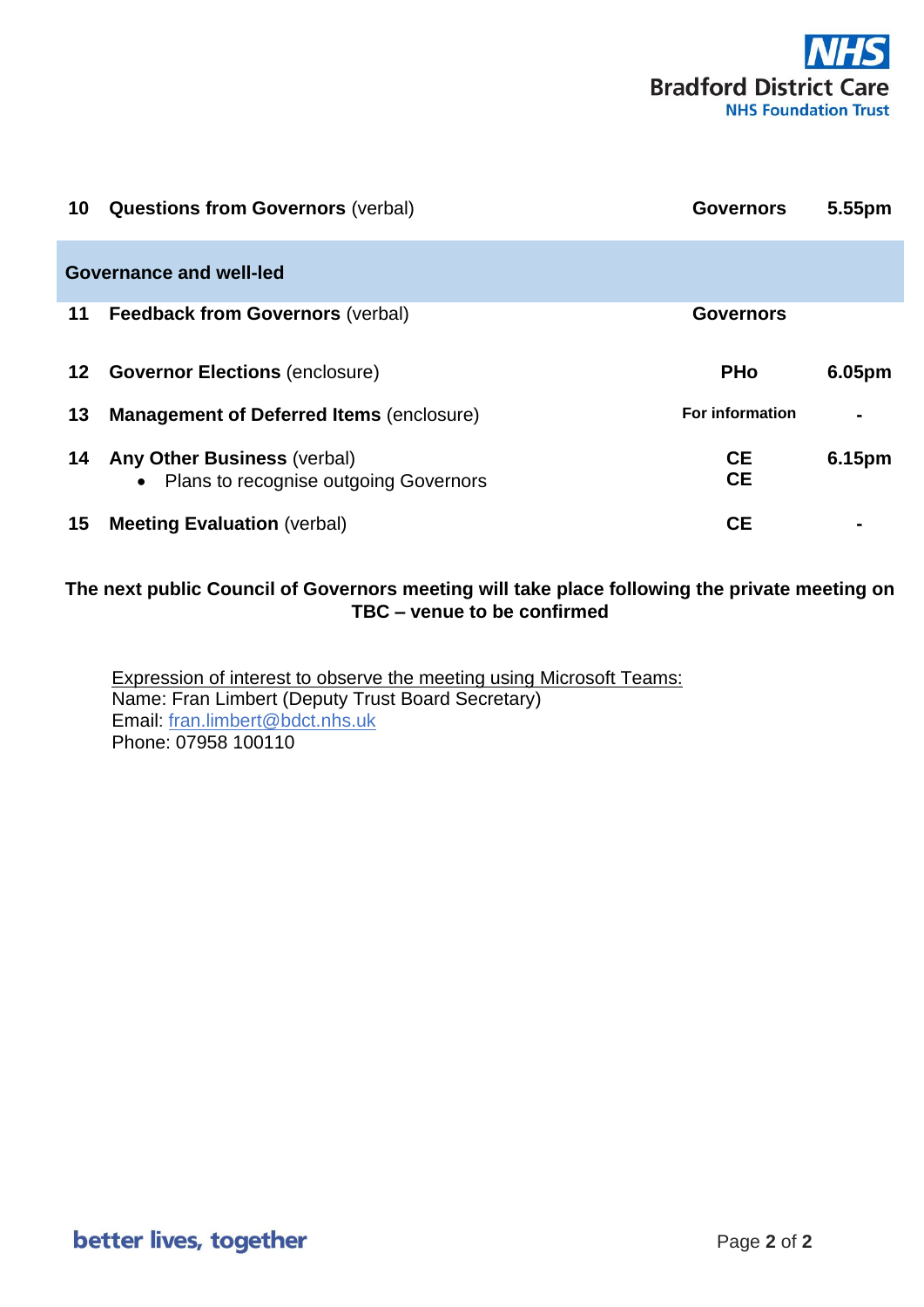| | | | |
|---|---|---|---|
| 10 | **Questions from Governors** (verbal) | **Governors** | **5.55pm** |
| **Governance and well-led** | | | |
| 11 | **Feedback from Governors** (verbal) | **Governors** | |
| 12 | **Governor Elections** (enclosure) | **PHo** | **6.05pm** |
| 13 | **Management of Deferred Items** (enclosure) | **For information** | **-** |
| 14 | **Any Other Business** (verbal)<br>• Plans to recognise outgoing Governors | **CE**<br>**CE** | **6.15pm** |
| 15 | **Meeting Evaluation** (verbal) | **CE** | **-** |

**The next public Council of Governors meeting will take place following the private meeting on TBC – venue to be confirmed**

Expression of interest to observe the meeting using Microsoft Teams:
Name: Fran Limbert (Deputy Trust Board Secretary)
Email: fran.limbert@bdct.nhs.uk
Phone: 07958 100110